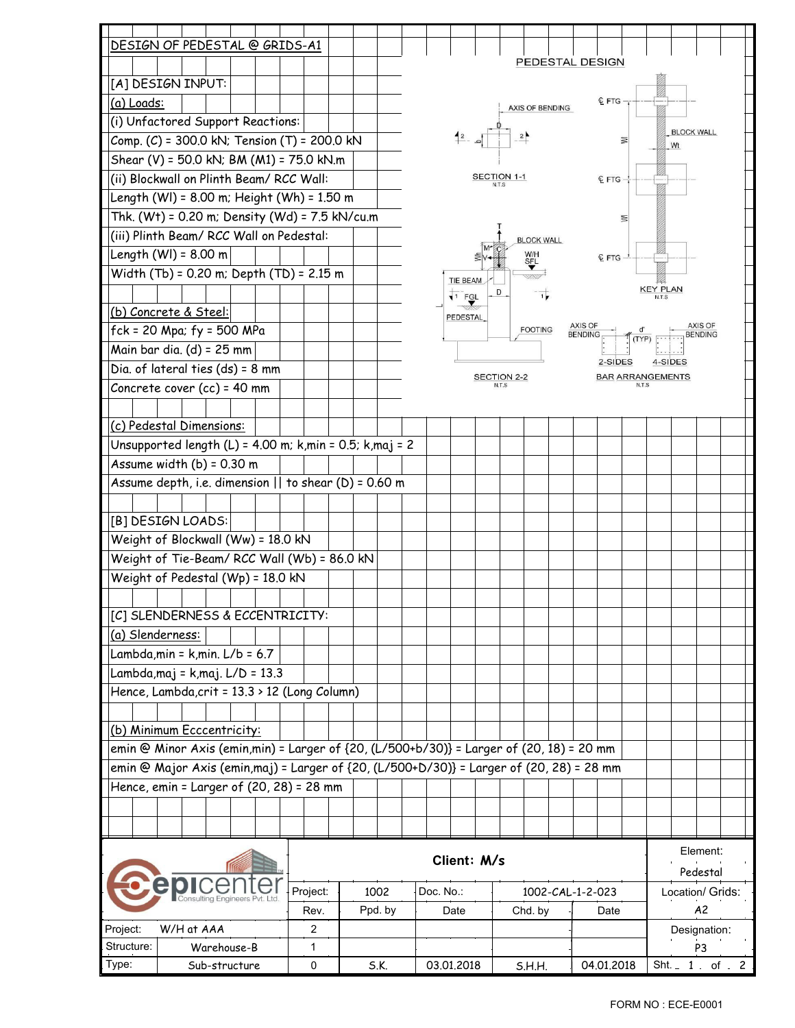# DESIGN OF PEDESTAL @ GRIDS-A1

## [A] DESIGN INPUT:

### (a) Loads:

(i) Unfactored Support Reactions:

Comp. (C) = 300.0 kN; Tension (T) = 200.0 kN

Shear (V) = 50.0 kN; BM (M1) = 75.0 kN.m

(ii) Blockwall on Plinth Beam/ RCC Wall:

Length (Wl) = 8.00 m; Height (Wh) = 1.50 m

Thk. (Wt) = 0.20 m; Density (Wd) = 7.5 kN/cu.m

(iii) Plinth Beam/ RCC Wall on Pedestal:

Length (Wl) = 8.00 m

Width (Tb) = 0.20 m; Depth (TD) = 2.15 m

### (b) Concrete & Steel:

fck = 20 Mpa; fy = 500 MPa

Main bar dia. (d) = 25 mm

Dia. of lateral ties (ds) = 8 mm

Concrete cover (cc) = 40 mm

### (c) Pedestal Dimensions:

Unsupported length (L) = 4.00 m; k,min = 0.5; k,maj = 2

Assume width (b) = 0.30 m

Assume depth, i.e. dimension || to shear (D) = 0.60 m

PEDESTAL DESIGN

SECTION 1-1 (N.T.S)

SECTION 2-2 (N.T.S)

KEY PLAN (N.T.S)

BAR ARRANGEMENTS (N.T.S)

## [B] DESIGN LOADS:

Weight of Blockwall (Ww) = 18.0 kN

Weight of Tie-Beam/ RCC Wall (Wb) = 86.0 kN

Weight of Pedestal (Wp) = 18.0 kN

## [C] SLENDERNESS & ECCENTRICITY:

### (a) Slenderness:

Lambda,min = k,min. L/b = 6.7

Lambda,maj = k,maj. L/D = 13.3

Hence, Lambda,crit = 13.3 > 12 (Long Column)

### (b) Minimum Ecccentricity:

emin @ Minor Axis (emin,min) = Larger of {20, (L/500+b/30)} = Larger of (20, 18) = 20 mm

emin @ Major Axis (emin,maj) = Larger of {20, (L/500+D/30)} = Larger of (20, 28) = 28 mm

Hence, emin = Larger of (20, 28) = 28 mm

| Client: M/s | | | | | Element: Pedestal |
|---|---|---|---|---|---|
| Project: | 1002 | Doc. No.: | 1002-CAL-1-2-023 | | Location/ Grids: A2 |
| Rev. | Ppd. by | Date | Chd. by | Date | Designation: P3 |
| 2 | | | | | |
| 1 | | | | | |
| 0 | S.K. | 03.01.2018 | S.H.H. | 04.01.2018 | |

Project: W/H at AAA

Structure: Warehouse-B

Type: Sub-structure

FORM NO : ECE-E0001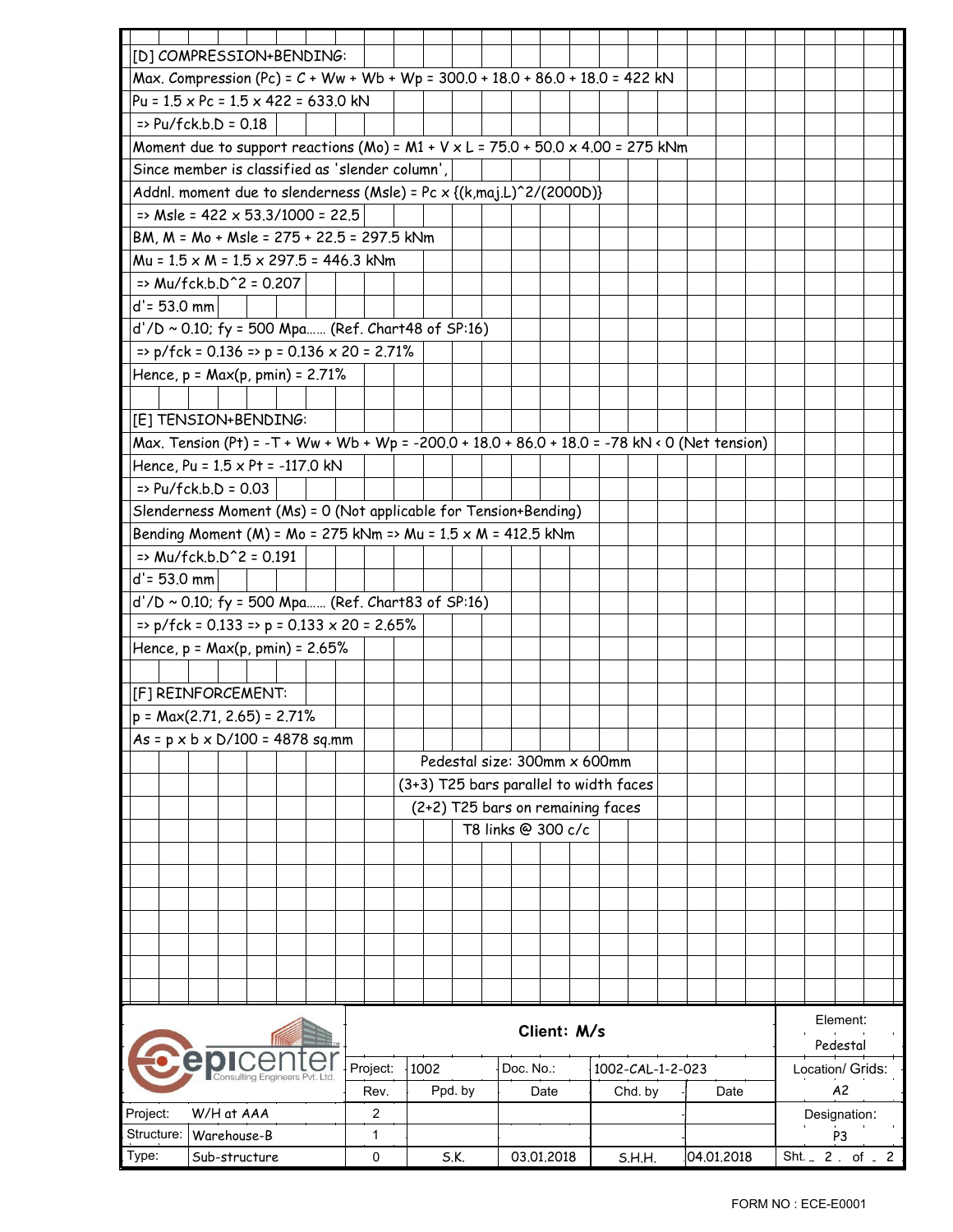[D] COMPRESSION+BENDING:

Max. Compression (Pc) = C + Ww + Wb + Wp = 300.0 + 18.0 + 86.0 + 18.0 = 422 kN

Pu = 1.5 x Pc = 1.5 x 422 = 633.0 kN

=> Pu/fck.b.D = 0.18

Moment due to support reactions (Mo) = M1 + V x L = 75.0 + 50.0 x 4.00 = 275 kNm

Since member is classified as 'slender column',

Addnl. moment due to slenderness (Msle) = Pc x {(k,maj.L)^2/(2000D)}

=> Msle = 422 x 53.3/1000 = 22.5

BM, M = Mo + Msle = 275 + 22.5 = 297.5 kNm

Mu = 1.5 x M = 1.5 x 297.5 = 446.3 kNm

=> Mu/fck.b.D^2 = 0.207

d'= 53.0 mm

d'/D ~ 0.10; fy = 500 Mpa...... (Ref. Chart48 of SP:16)

=> p/fck = 0.136 => p = 0.136 x 20 = 2.71%

Hence, p = Max(p, pmin) = 2.71%

[E] TENSION+BENDING:

Max. Tension (Pt) = -T + Ww + Wb + Wp = -200.0 + 18.0 + 86.0 + 18.0 = -78 kN < 0 (Net tension)

Hence, Pu = 1.5 x Pt = -117.0 kN

=> Pu/fck.b.D = 0.03

Slenderness Moment (Ms) = 0 (Not applicable for Tension+Bending)

Bending Moment (M) = Mo = 275 kNm => Mu = 1.5 x M = 412.5 kNm

=> Mu/fck.b.D^2 = 0.191

d'= 53.0 mm

d'/D ~ 0.10; fy = 500 Mpa...... (Ref. Chart83 of SP:16)

=> p/fck = 0.133 => p = 0.133 x 20 = 2.65%

Hence, p = Max(p, pmin) = 2.65%

[F] REINFORCEMENT:

p = Max(2.71, 2.65) = 2.71%

As = p x b x D/100 = 4878 sq.mm

Pedestal size: 300mm x 600mm

(3+3) T25 bars parallel to width faces

(2+2) T25 bars on remaining faces

T8 links @ 300 c/c

| | | | | | | | |
|---|---|---|---|---|---|---|---|
| epicenter Consulting Engineers Pvt. Ltd. | | Client: M/s | | | | | Element: Pedestal |
| | | Project: | 1002 | Doc. No.: | 1002-CAL-1-2-023 | | Location/ Grids: A2 |
| | | Rev. | Ppd. by | Date | Chd. by | Date | |
| Project: | W/H at AAA | 2 | | | | | Designation: P3 |
| Structure: | Warehouse-B | 1 | | | | | |
| Type: | Sub-structure | 0 | S.K. | 03.01.2018 | S.H.H. | 04.01.2018 | Sht. 2 of 2 |

FORM NO : ECE-E0001